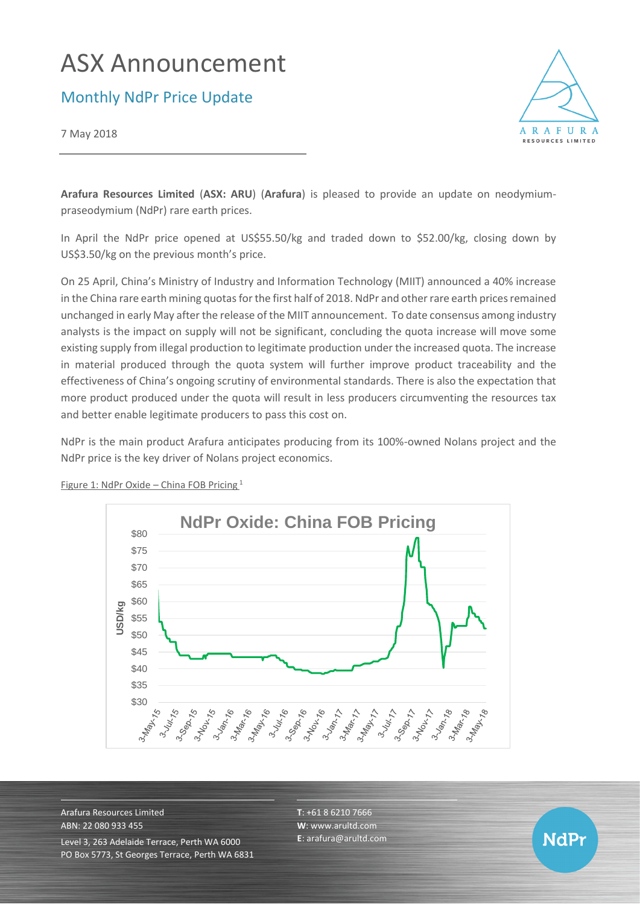# ASX Announcement

## Monthly NdPr Price Update

7 May 2018

**Arafura Resources Limited** (**ASX: ARU**) (**Arafura**) is pleased to provide an update on neodymium-praseodymium (NdPr) rare earth prices.

In April the NdPr price opened at US$55.50/kg and traded down to $52.00/kg, closing down by US$3.50/kg on the previous month's price.

On 25 April, China's Ministry of Industry and Information Technology (MIIT) announced a 40% increase in the China rare earth mining quotas for the first half of 2018. NdPr and other rare earth prices remained unchanged in early May after the release of the MIIT announcement. To date consensus among industry analysts is the impact on supply will not be significant, concluding the quota increase will move some existing supply from illegal production to legitimate production under the increased quota. The increase in material produced through the quota system will further improve product traceability and the effectiveness of China's ongoing scrutiny of environmental standards. There is also the expectation that more product produced under the quota will result in less producers circumventing the resources tax and better enable legitimate producers to pass this cost on.

NdPr is the main product Arafura anticipates producing from its 100%-owned Nolans project and the NdPr price is the key driver of Nolans project economics.

Figure 1: NdPr Oxide – China FOB Pricing [1]

Arafura Resources Limited
ABN: 22 080 933 455
Level 3, 263 Adelaide Terrace, Perth WA 6000
PO Box 5773, St Georges Terrace, Perth WA 6831

**T**: +61 8 6210 7666
**W**: www.arultd.com
**E**: arafura@arultd.com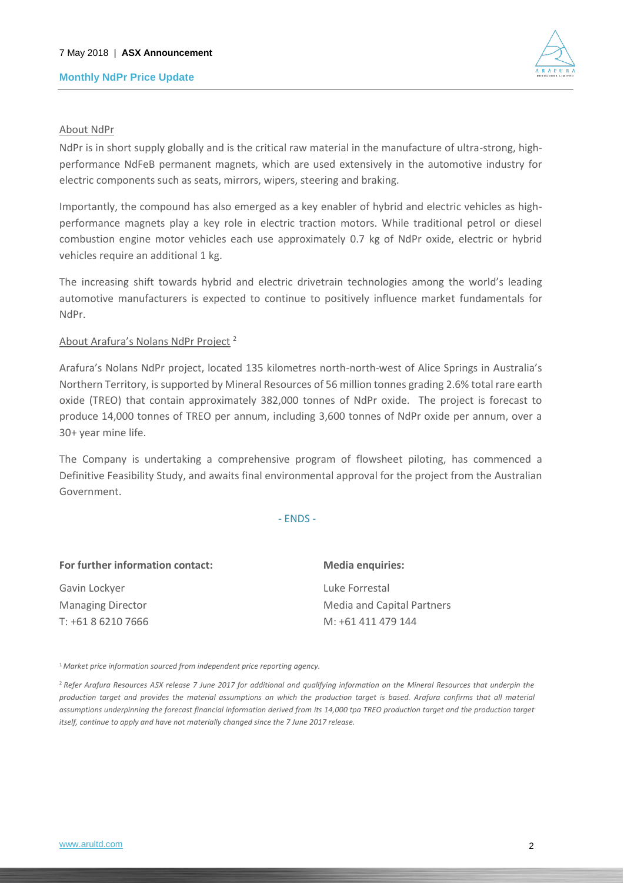About NdPr

NdPr is in short supply globally and is the critical raw material in the manufacture of ultra-strong, high-performance NdFeB permanent magnets, which are used extensively in the automotive industry for electric components such as seats, mirrors, wipers, steering and braking.

Importantly, the compound has also emerged as a key enabler of hybrid and electric vehicles as high-performance magnets play a key role in electric traction motors. While traditional petrol or diesel combustion engine motor vehicles each use approximately 0.7 kg of NdPr oxide, electric or hybrid vehicles require an additional 1 kg.

The increasing shift towards hybrid and electric drivetrain technologies among the world's leading automotive manufacturers is expected to continue to positively influence market fundamentals for NdPr.

About Arafura's Nolans NdPr Project [2]

Arafura's Nolans NdPr project, located 135 kilometres north-north-west of Alice Springs in Australia's Northern Territory, is supported by Mineral Resources of 56 million tonnes grading 2.6% total rare earth oxide (TREO) that contain approximately 382,000 tonnes of NdPr oxide. The project is forecast to produce 14,000 tonnes of TREO per annum, including 3,600 tonnes of NdPr oxide per annum, over a 30+ year mine life.

The Company is undertaking a comprehensive program of flowsheet piloting, has commenced a Definitive Feasibility Study, and awaits final environmental approval for the project from the Australian Government.

- ENDS -

| **For further information contact:** | **Media enquiries:** |
|---|---|
| Gavin Lockyer | Luke Forrestal |
| Managing Director | Media and Capital Partners |
| T: +61 8 6210 7666 | M: +61 411 479 144 |

[1] *Market price information sourced from independent price reporting agency.*

[2] *Refer Arafura Resources ASX release 7 June 2017 for additional and qualifying information on the Mineral Resources that underpin the production target and provides the material assumptions on which the production target is based. Arafura confirms that all material assumptions underpinning the forecast financial information derived from its 14,000 tpa TREO production target and the production target itself, continue to apply and have not materially changed since the 7 June 2017 release.*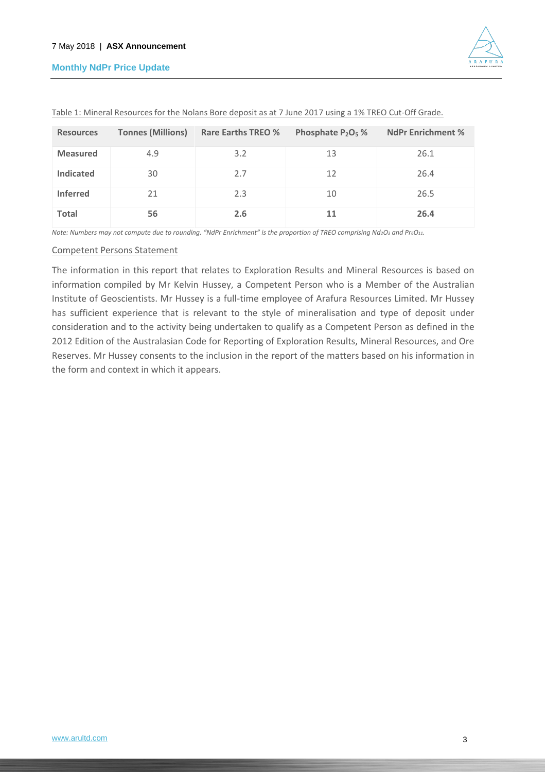Table 1: Mineral Resources for the Nolans Bore deposit as at 7 June 2017 using a 1% TREO Cut-Off Grade.

| Resources | Tonnes (Millions) | Rare Earths TREO % | Phosphate $P_2O_5$ % | NdPr Enrichment % |
|---|---|---|---|---|
| **Measured** | 4.9 | 3.2 | 13 | 26.1 |
| **Indicated** | 30 | 2.7 | 12 | 26.4 |
| **Inferred** | 21 | 2.3 | 10 | 26.5 |
| **Total** | **56** | **2.6** | **11** | **26.4** |

*Note: Numbers may not compute due to rounding. "NdPr Enrichment" is the proportion of TREO comprising $Nd_2O_3$ and $Pr_6O_{11}$.*

Competent Persons Statement

The information in this report that relates to Exploration Results and Mineral Resources is based on information compiled by Mr Kelvin Hussey, a Competent Person who is a Member of the Australian Institute of Geoscientists. Mr Hussey is a full-time employee of Arafura Resources Limited. Mr Hussey has sufficient experience that is relevant to the style of mineralisation and type of deposit under consideration and to the activity being undertaken to qualify as a Competent Person as defined in the 2012 Edition of the Australasian Code for Reporting of Exploration Results, Mineral Resources, and Ore Reserves. Mr Hussey consents to the inclusion in the report of the matters based on his information in the form and context in which it appears.